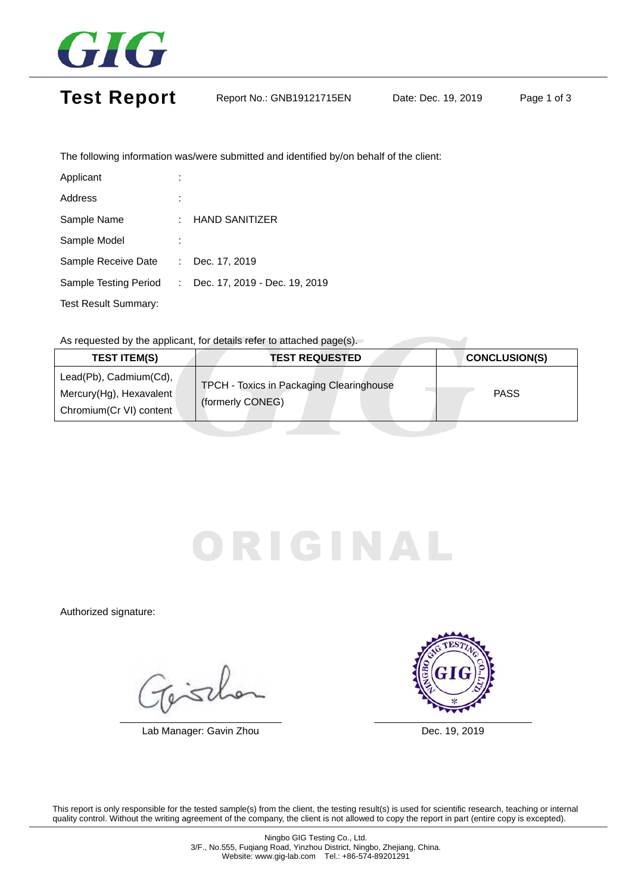# Test Report

Report No.: GNB19121715EN Date: Dec. 19, 2019

The following information was/were submitted and identified by/on behalf of the client:

| | | |
|---|---|---|
| Applicant | : | |
| Address | : | |
| Sample Name | : | HAND SANITIZER |
| Sample Model | : | |
| Sample Receive Date | : | Dec. 17, 2019 |
| Sample Testing Period | : | Dec. 17, 2019 - Dec. 19, 2019 |

Test Result Summary:

As requested by the applicant, for details refer to attached page(s).

| TEST ITEM(S) | TEST REQUESTED | CONCLUSION(S) |
|---|---|---|
| Lead(Pb), Cadmium(Cd), Mercury(Hg), Hexavalent Chromium(Cr VI) content | TPCH - Toxics in Packaging Clearinghouse (formerly CONEG) | PASS |

ORIGINAL

Authorized signature:

Lab Manager: Gavin Zhou

NINGBO GIG TESTING CO., LTD. GIG

Dec. 19, 2019

This report is only responsible for the tested sample(s) from the client, the testing result(s) is used for scientific research, teaching or internal quality control. Without the writing agreement of the company, the client is not allowed to copy the report in part (entire copy is excepted).

Ningbo GIG Testing Co., Ltd.
3/F., No.555, Fuqiang Road, Yinzhou District, Ningbo, Zhejiang, China.
Website: www.gig-lab.com Tel.: +86-574-89201291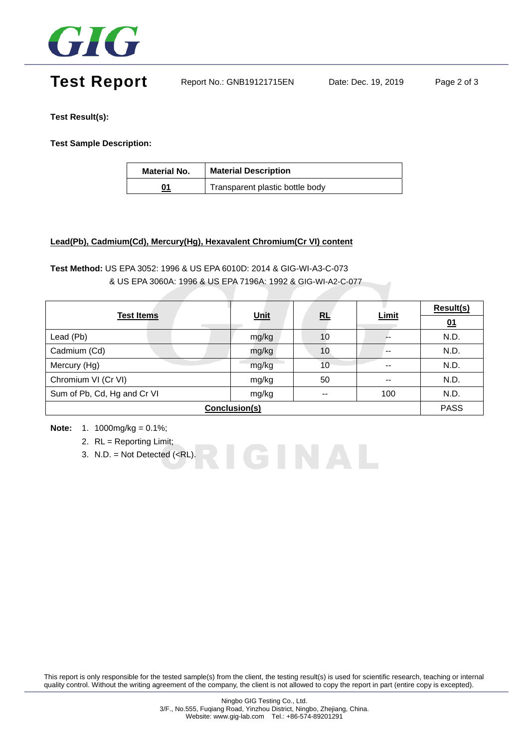**Test Result(s):**

**Test Sample Description:**

| Material No. | Material Description |
|---|---|
| 01 | Transparent plastic bottle body |

**Lead(Pb), Cadmium(Cd), Mercury(Hg), Hexavalent Chromium(Cr VI) content**

**Test Method:** US EPA 3052: 1996 & US EPA 6010D: 2014 & GIG-WI-A3-C-073
& US EPA 3060A: 1996 & US EPA 7196A: 1992 & GIG-WI-A2-C-077

| Test Items | Unit | RL | Limit | Result(s) |
|---|---|---|---|---|
| | | | | 01 |
| Lead (Pb) | mg/kg | 10 | -- | N.D. |
| Cadmium (Cd) | mg/kg | 10 | -- | N.D. |
| Mercury (Hg) | mg/kg | 10 | -- | N.D. |
| Chromium VI (Cr VI) | mg/kg | 50 | -- | N.D. |
| Sum of Pb, Cd, Hg and Cr VI | mg/kg | -- | 100 | N.D. |
| Conclusion(s) | | | | PASS |

**Note:**
1. 1000mg/kg = 0.1%;
2. RL = Reporting Limit;
3. N.D. = Not Detected (<RL).

This report is only responsible for the tested sample(s) from the client, the testing result(s) is used for scientific research, teaching or internal quality control. Without the writing agreement of the company, the client is not allowed to copy the report in part (entire copy is excepted).

Ningbo GIG Testing Co., Ltd.
3/F., No.555, Fuqiang Road, Yinzhou District, Ningbo, Zhejiang, China.
Website: www.gig-lab.com Tel.: +86-574-89201291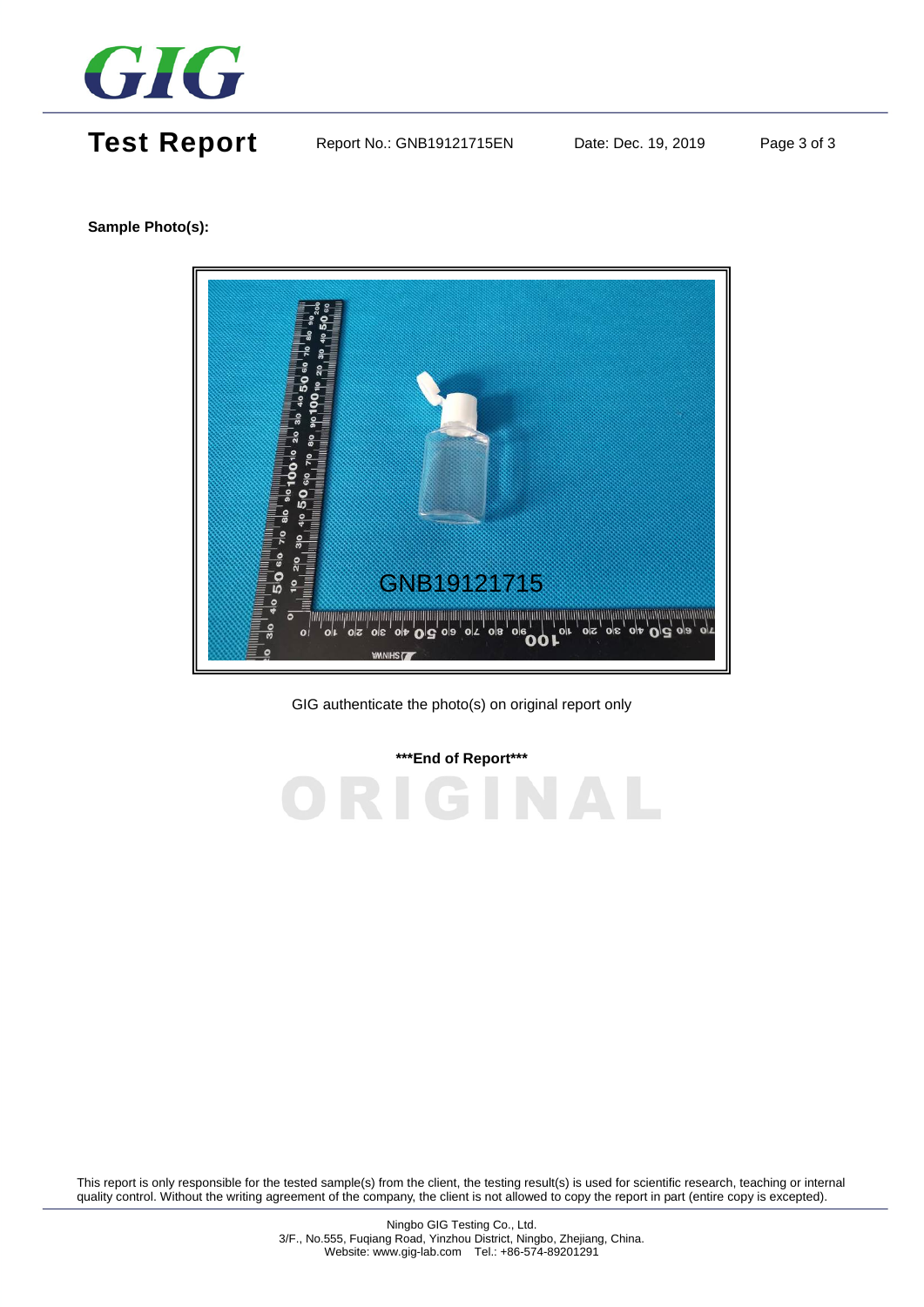**Sample Photo(s):**

GIG authenticate the photo(s) on original report only

**\*\*\*End of Report\*\*\***

ORIGINAL

This report is only responsible for the tested sample(s) from the client, the testing result(s) is used for scientific research, teaching or internal quality control. Without the writing agreement of the company, the client is not allowed to copy the report in part (entire copy is excepted).

Ningbo GIG Testing Co., Ltd.
3/F., No.555, Fuqiang Road, Yinzhou District, Ningbo, Zhejiang, China.
Website: www.gig-lab.com Tel.: +86-574-89201291